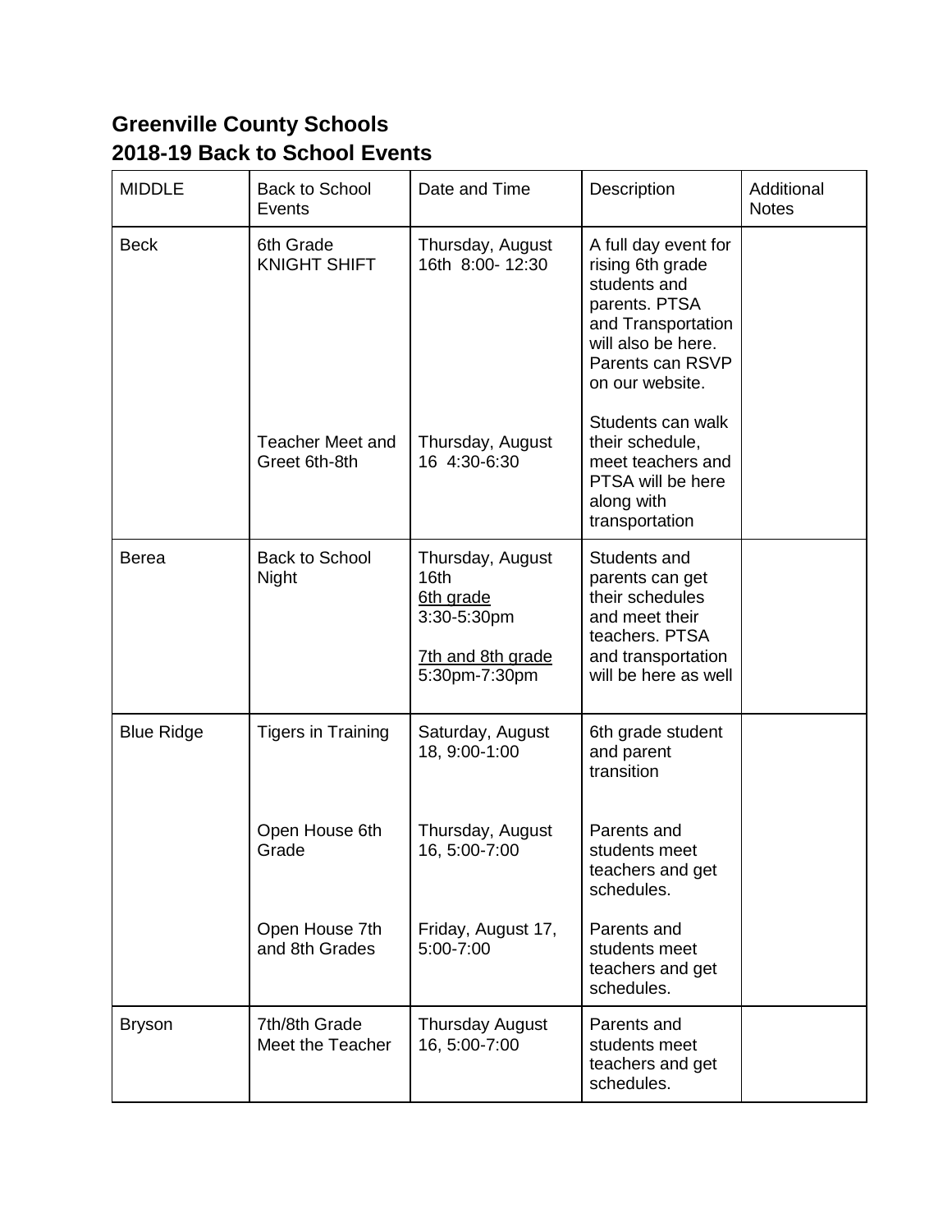## Greenville County Schools
## 2018-19 Back to School Events

| MIDDLE | Back to School Events | Date and Time | Description | Additional Notes |
|---|---|---|---|---|
| Beck | 6th Grade KNIGHT SHIFT | Thursday, August 16th 8:00- 12:30 | A full day event for rising 6th grade students and parents. PTSA and Transportation will also be here. Parents can RSVP on our website. | |
| | Teacher Meet and Greet 6th-8th | Thursday, August 16 4:30-6:30 | Students can walk their schedule, meet teachers and PTSA will be here along with transportation | |
| Berea | Back to School Night | Thursday, August 16th <u>6th grade</u> 3:30-5:30pm <u>7th and 8th grade</u> 5:30pm-7:30pm | Students and parents can get their schedules and meet their teachers. PTSA and transportation will be here as well | |
| Blue Ridge | Tigers in Training | Saturday, August 18, 9:00-1:00 | 6th grade student and parent transition | |
| | Open House 6th Grade | Thursday, August 16, 5:00-7:00 | Parents and students meet teachers and get schedules. | |
| | Open House 7th and 8th Grades | Friday, August 17, 5:00-7:00 | Parents and students meet teachers and get schedules. | |
| Bryson | 7th/8th Grade Meet the Teacher | Thursday August 16, 5:00-7:00 | Parents and students meet teachers and get schedules. | |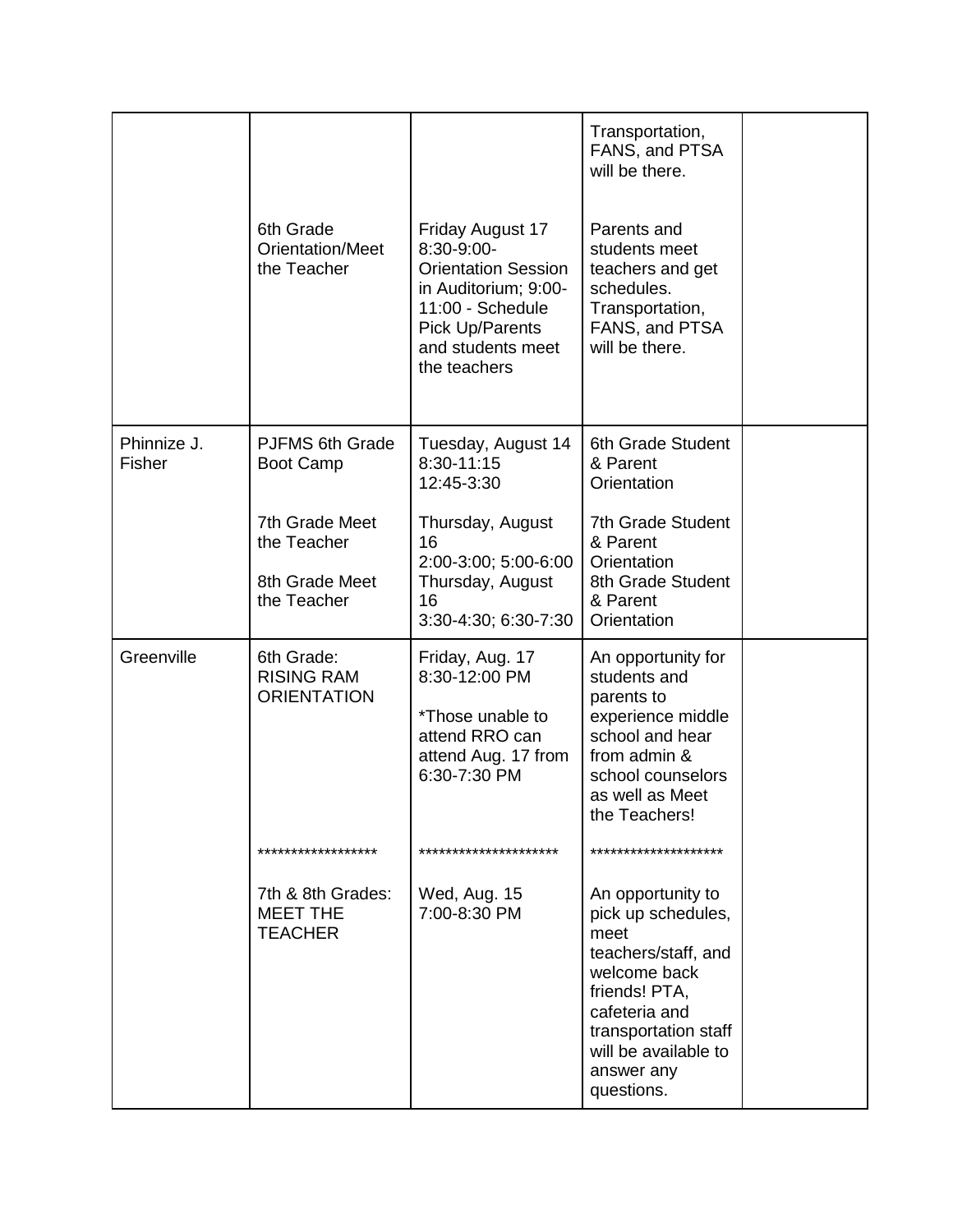| | | | | |
|---|---|---|---|---|
| | 6th Grade Orientation/Meet the Teacher | Friday August 17 8:30-9:00- Orientation Session in Auditorium; 9:00-11:00 - Schedule Pick Up/Parents and students meet the teachers | Transportation, FANS, and PTSA will be there.<br><br>Parents and students meet teachers and get schedules. Transportation, FANS, and PTSA will be there. | |
| Phinnize J. Fisher | PJFMS 6th Grade Boot Camp<br><br>7th Grade Meet the Teacher<br><br>8th Grade Meet the Teacher | Tuesday, August 14 8:30-11:15 12:45-3:30<br><br>Thursday, August 16 2:00-3:00; 5:00-6:00 Thursday, August 16 3:30-4:30; 6:30-7:30 | 6th Grade Student & Parent Orientation<br><br>7th Grade Student & Parent Orientation 8th Grade Student & Parent Orientation | |
| Greenville | 6th Grade: RISING RAM ORIENTATION<br><br>******************<br><br>7th & 8th Grades: MEET THE TEACHER | Friday, Aug. 17 8:30-12:00 PM<br><br>*Those unable to attend RRO can attend Aug. 17 from 6:30-7:30 PM<br><br>*********************<br><br>Wed, Aug. 15 7:00-8:30 PM | An opportunity for students and parents to experience middle school and hear from admin & school counselors as well as Meet the Teachers!<br><br>********************<br><br>An opportunity to pick up schedules, meet teachers/staff, and welcome back friends! PTA, cafeteria and transportation staff will be available to answer any questions. | |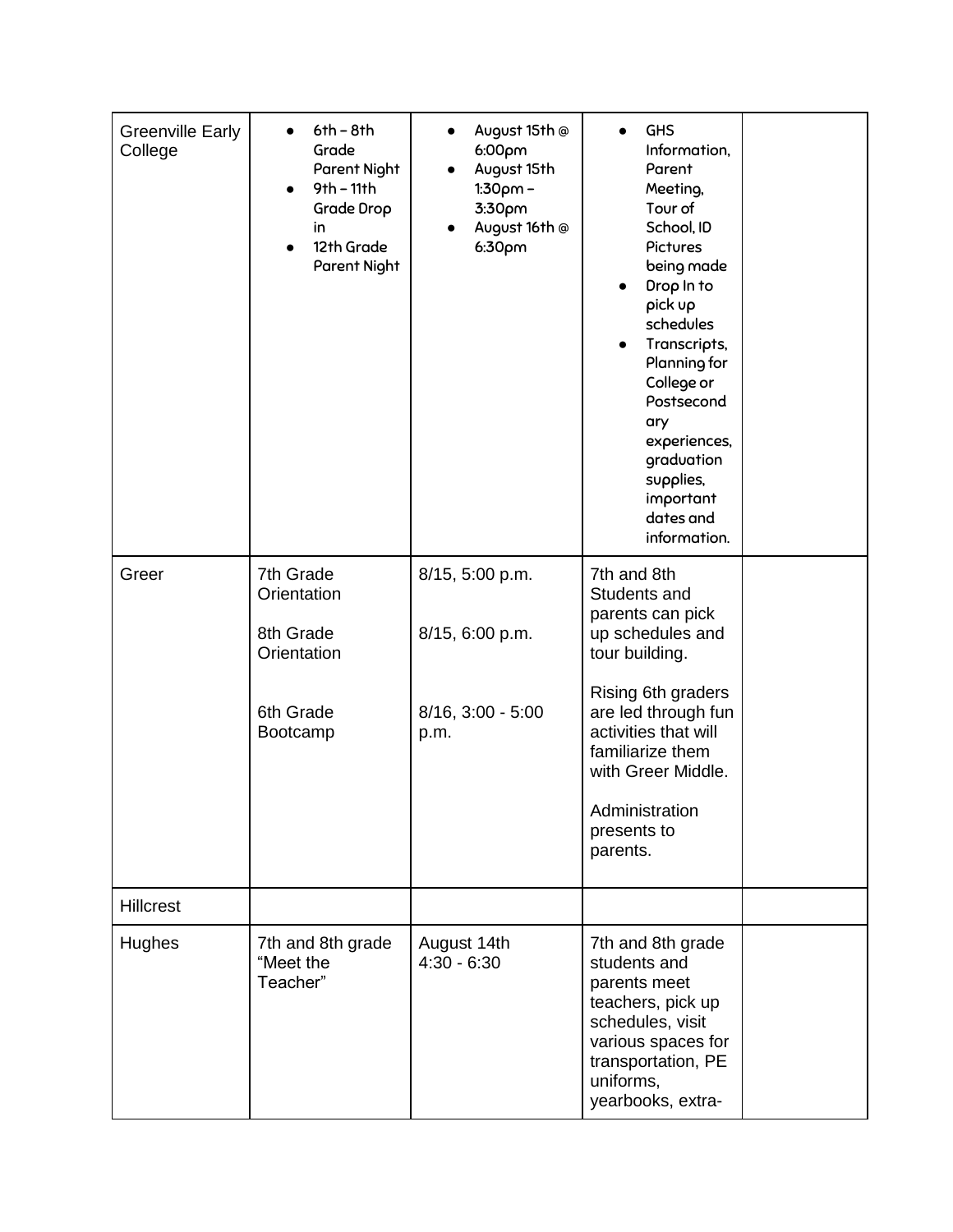| | | | | |
|---|---|---|---|---|
| Greenville Early College | • 6th – 8th Grade Parent Night<br>• 9th – 11th Grade Drop in<br>• 12th Grade Parent Night | • August 15th @ 6:00pm<br>• August 15th 1:30pm – 3:30pm<br>• August 16th @ 6:30pm | • GHS Information, Parent Meeting, Tour of School, ID Pictures being made<br>• Drop In to pick up schedules<br>• Transcripts, Planning for College or Postsecondary experiences, graduation supplies, important dates and information. | |
| Greer | 7th Grade Orientation<br><br>8th Grade Orientation<br><br>6th Grade Bootcamp | 8/15, 5:00 p.m.<br><br>8/15, 6:00 p.m.<br><br>8/16, 3:00 - 5:00 p.m. | 7th and 8th Students and parents can pick up schedules and tour building.<br><br>Rising 6th graders are led through fun activities that will familiarize them with Greer Middle.<br><br>Administration presents to parents. | |
| Hillcrest | | | | |
| Hughes | 7th and 8th grade "Meet the Teacher" | August 14th 4:30 - 6:30 | 7th and 8th grade students and parents meet teachers, pick up schedules, visit various spaces for transportation, PE uniforms, yearbooks, extra- | |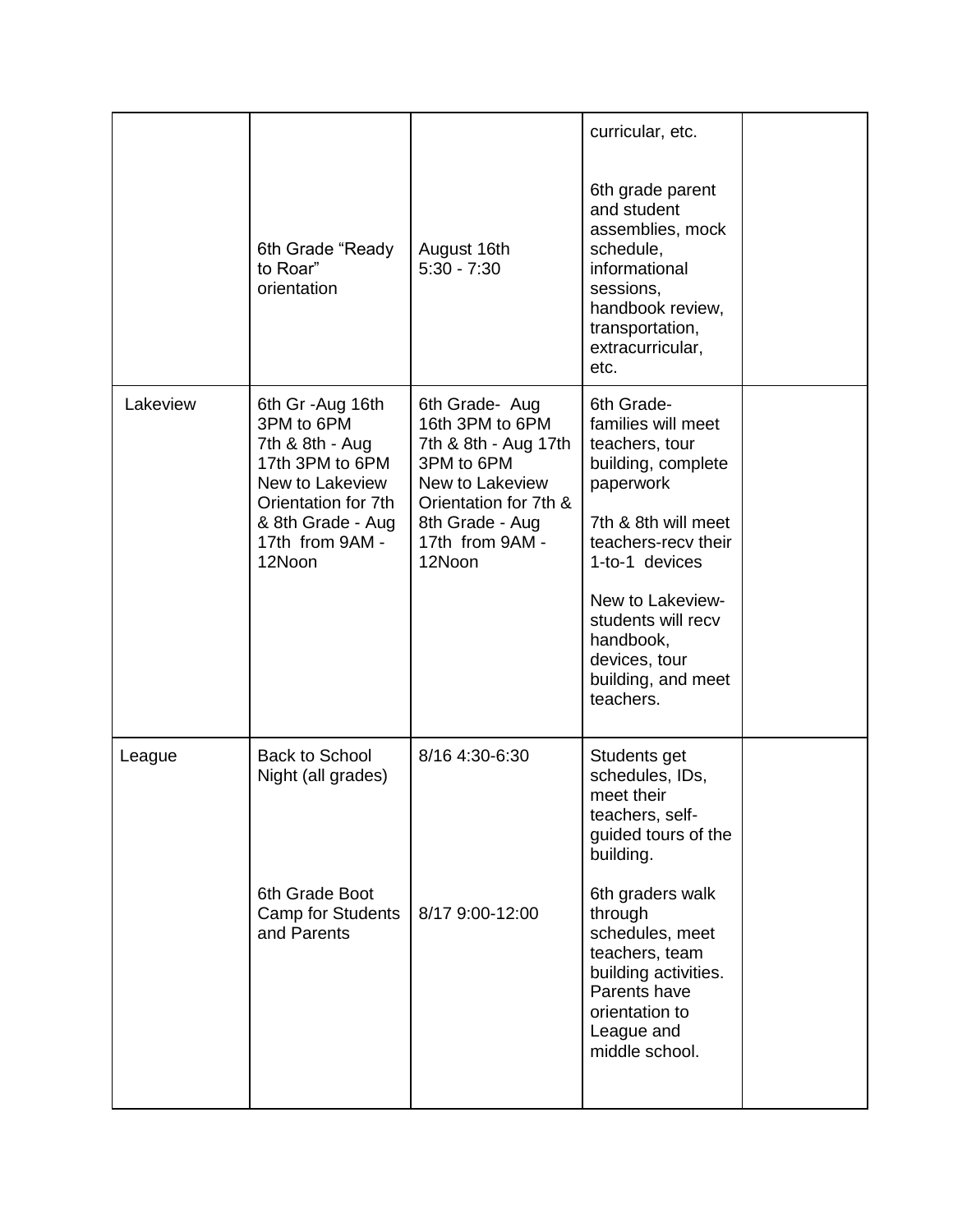| | | | | |
|---|---|---|---|---|
| | 6th Grade "Ready to Roar" orientation | August 16th 5:30 - 7:30 | curricular, etc.<br><br>6th grade parent and student assemblies, mock schedule, informational sessions, handbook review, transportation, extracurricular, etc. | |
| Lakeview | 6th Gr -Aug 16th 3PM to 6PM<br>7th & 8th - Aug 17th 3PM to 6PM<br>New to Lakeview Orientation for 7th & 8th Grade - Aug 17th from 9AM - 12Noon | 6th Grade- Aug 16th 3PM to 6PM<br>7th & 8th - Aug 17th 3PM to 6PM<br>New to Lakeview Orientation for 7th & 8th Grade - Aug 17th from 9AM - 12Noon | 6th Grade- families will meet teachers, tour building, complete paperwork<br><br>7th & 8th will meet teachers-recv their 1-to-1 devices<br><br>New to Lakeview- students will recv handbook, devices, tour building, and meet teachers. | |
| League | Back to School Night (all grades)<br><br>6th Grade Boot Camp for Students and Parents | 8/16 4:30-6:30<br><br>8/17 9:00-12:00 | Students get schedules, IDs, meet their teachers, self-guided tours of the building.<br><br>6th graders walk through schedules, meet teachers, team building activities. Parents have orientation to League and middle school. | |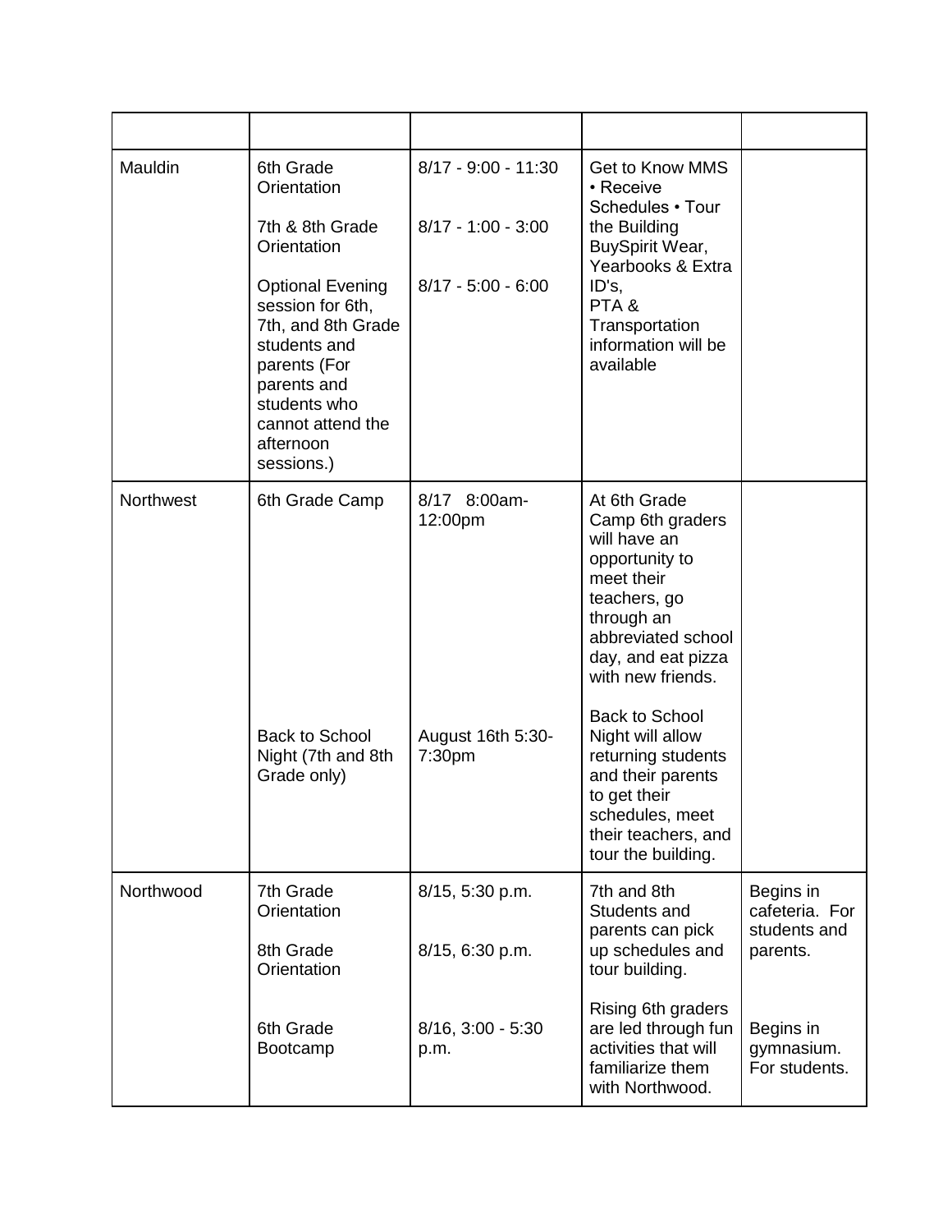| | | | | |
|---|---|---|---|---|
| Mauldin | 6th Grade Orientation<br><br>7th & 8th Grade Orientation<br><br>Optional Evening session for 6th, 7th, and 8th Grade students and parents (For parents and students who cannot attend the afternoon sessions.) | 8/17 - 9:00 - 11:30<br><br>8/17 - 1:00 - 3:00<br><br>8/17 - 5:00 - 6:00 | Get to Know MMS • Receive Schedules • Tour the Building BuySpirit Wear, Yearbooks & Extra ID's, PTA & Transportation information will be available | |
| Northwest | 6th Grade Camp<br><br>Back to School Night (7th and 8th Grade only) | 8/17 8:00am-12:00pm<br><br>August 16th 5:30-7:30pm | At 6th Grade Camp 6th graders will have an opportunity to meet their teachers, go through an abbreviated school day, and eat pizza with new friends.<br><br>Back to School Night will allow returning students and their parents to get their schedules, meet their teachers, and tour the building. | |
| Northwood | 7th Grade Orientation<br><br>8th Grade Orientation<br><br>6th Grade Bootcamp | 8/15, 5:30 p.m.<br><br>8/15, 6:30 p.m.<br><br>8/16, 3:00 - 5:30 p.m. | 7th and 8th Students and parents can pick up schedules and tour building.<br><br>Rising 6th graders are led through fun activities that will familiarize them with Northwood. | Begins in cafeteria. For students and parents.<br><br>Begins in gymnasium. For students. |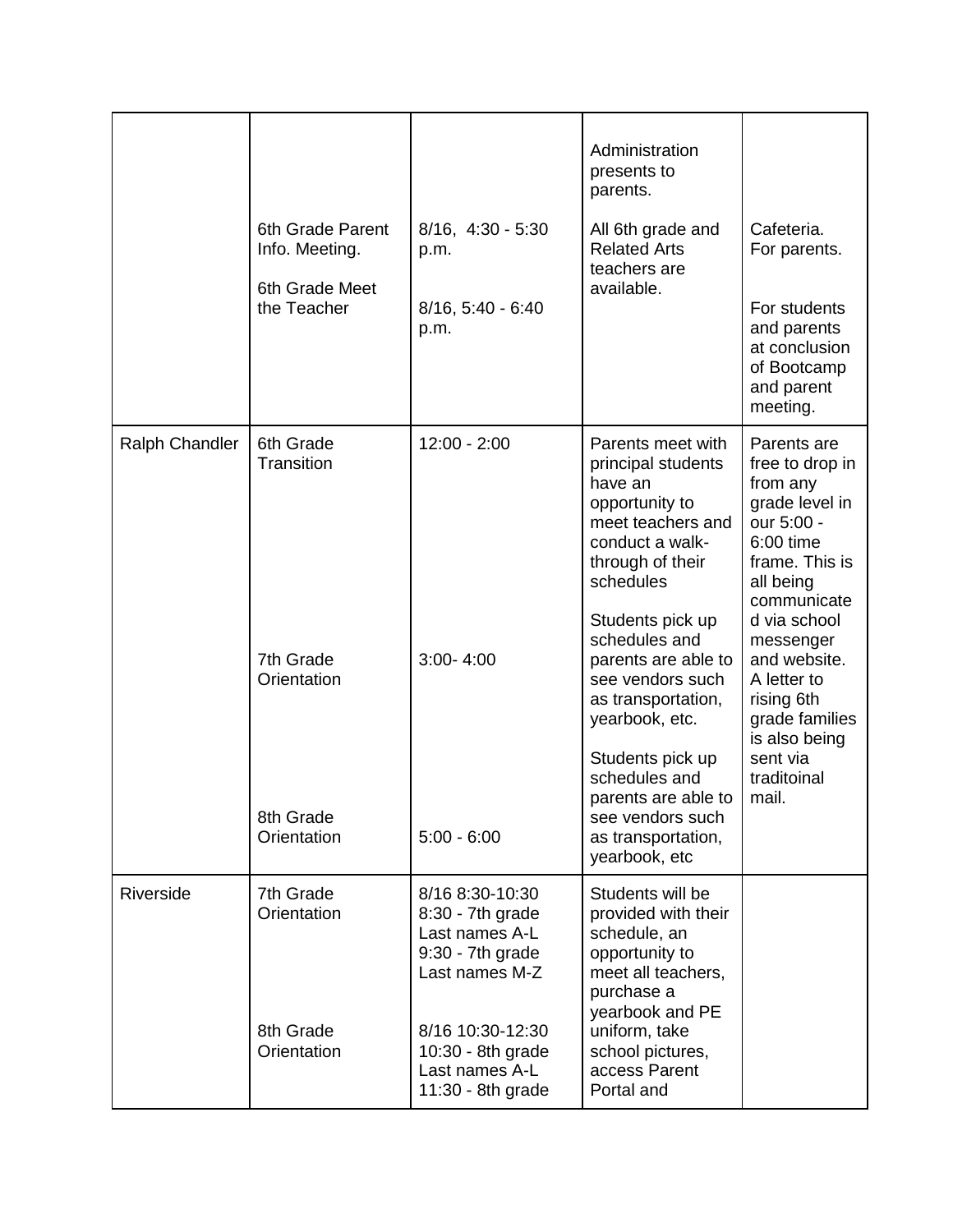| | | | | |
|---|---|---|---|---|
| | 6th Grade Parent Info. Meeting.<br><br>6th Grade Meet the Teacher | 8/16, 4:30 - 5:30 p.m.<br><br>8/16, 5:40 - 6:40 p.m. | Administration presents to parents.<br><br>All 6th grade and Related Arts teachers are available. | Cafeteria. For parents.<br><br>For students and parents at conclusion of Bootcamp and parent meeting. |
| Ralph Chandler | 6th Grade Transition<br><br>7th Grade Orientation<br><br>8th Grade Orientation | 12:00 - 2:00<br><br>3:00- 4:00<br><br>5:00 - 6:00 | Parents meet with principal students have an opportunity to meet teachers and conduct a walk-through of their schedules<br><br>Students pick up schedules and parents are able to see vendors such as transportation, yearbook, etc.<br><br>Students pick up schedules and parents are able to see vendors such as transportation, yearbook, etc | Parents are free to drop in from any grade level in our 5:00 - 6:00 time frame. This is all being communicated via school messenger and website. A letter to rising 6th grade families is also being sent via traditoinal mail. |
| Riverside | 7th Grade Orientation<br><br>8th Grade Orientation | 8/16 8:30-10:30<br>8:30 - 7th grade Last names A-L<br>9:30 - 7th grade Last names M-Z<br><br>8/16 10:30-12:30<br>10:30 - 8th grade Last names A-L<br>11:30 - 8th grade | Students will be provided with their schedule, an opportunity to meet all teachers, purchase a yearbook and PE uniform, take school pictures, access Parent Portal and | |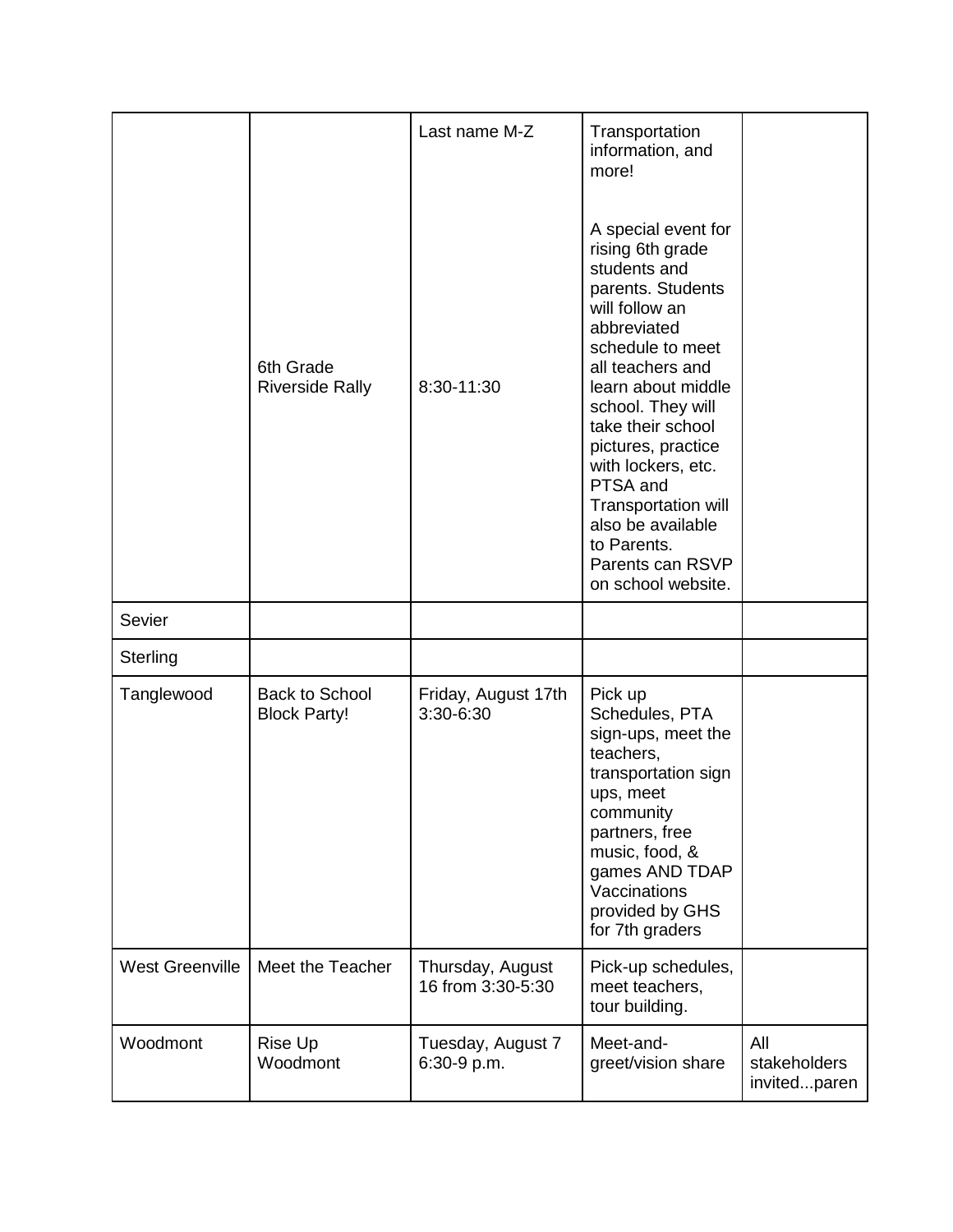| | | | | |
|---|---|---|---|---|
| | | Last name M-Z | Transportation information, and more! | |
| | 6th Grade Riverside Rally | 8:30-11:30 | A special event for rising 6th grade students and parents. Students will follow an abbreviated schedule to meet all teachers and learn about middle school. They will take their school pictures, practice with lockers, etc. PTSA and Transportation will also be available to Parents. Parents can RSVP on school website. | |
| Sevier | | | | |
| Sterling | | | | |
| Tanglewood | Back to School Block Party! | Friday, August 17th 3:30-6:30 | Pick up Schedules, PTA sign-ups, meet the teachers, transportation sign ups, meet community partners, free music, food, & games AND TDAP Vaccinations provided by GHS for 7th graders | |
| West Greenville | Meet the Teacher | Thursday, August 16 from 3:30-5:30 | Pick-up schedules, meet teachers, tour building. | |
| Woodmont | Rise Up Woodmont | Tuesday, August 7 6:30-9 p.m. | Meet-and-greet/vision share | All stakeholders invited...paren |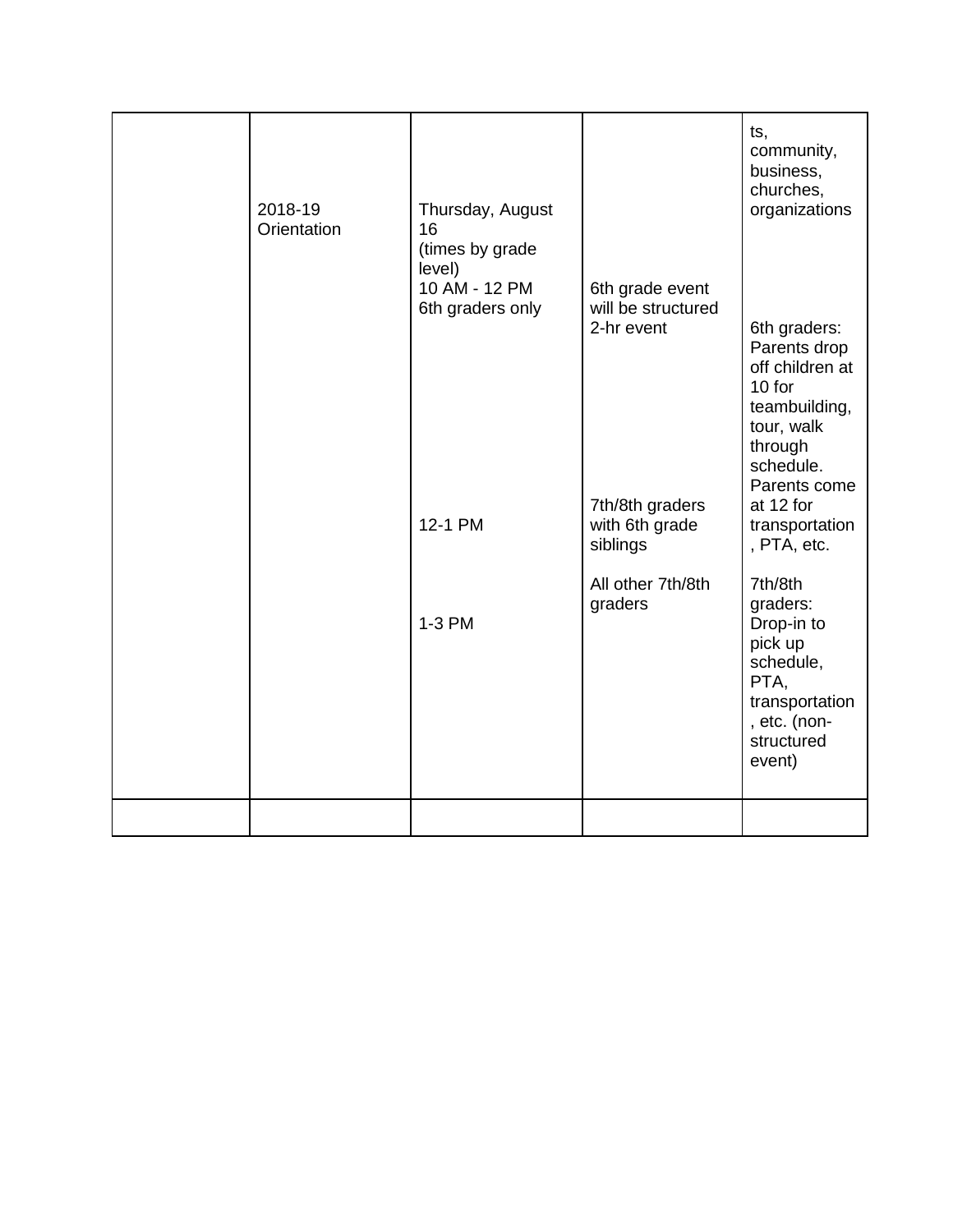| | | | | |
|---|---|---|---|---|
| | | | | ts, community, business, churches, organizations |
| | 2018-19 Orientation | Thursday, August 16 (times by grade level)<br>10 AM - 12 PM 6th graders only<br><br>12-1 PM<br><br>1-3 PM | 6th grade event will be structured 2-hr event<br><br>7th/8th graders with 6th grade siblings<br><br>All other 7th/8th graders | 6th graders: Parents drop off children at 10 for teambuilding, tour, walk through schedule. Parents come at 12 for transportation, PTA, etc.<br><br>7th/8th graders: Drop-in to pick up schedule, PTA, transportation, etc. (non-structured event) |
| | | | | |